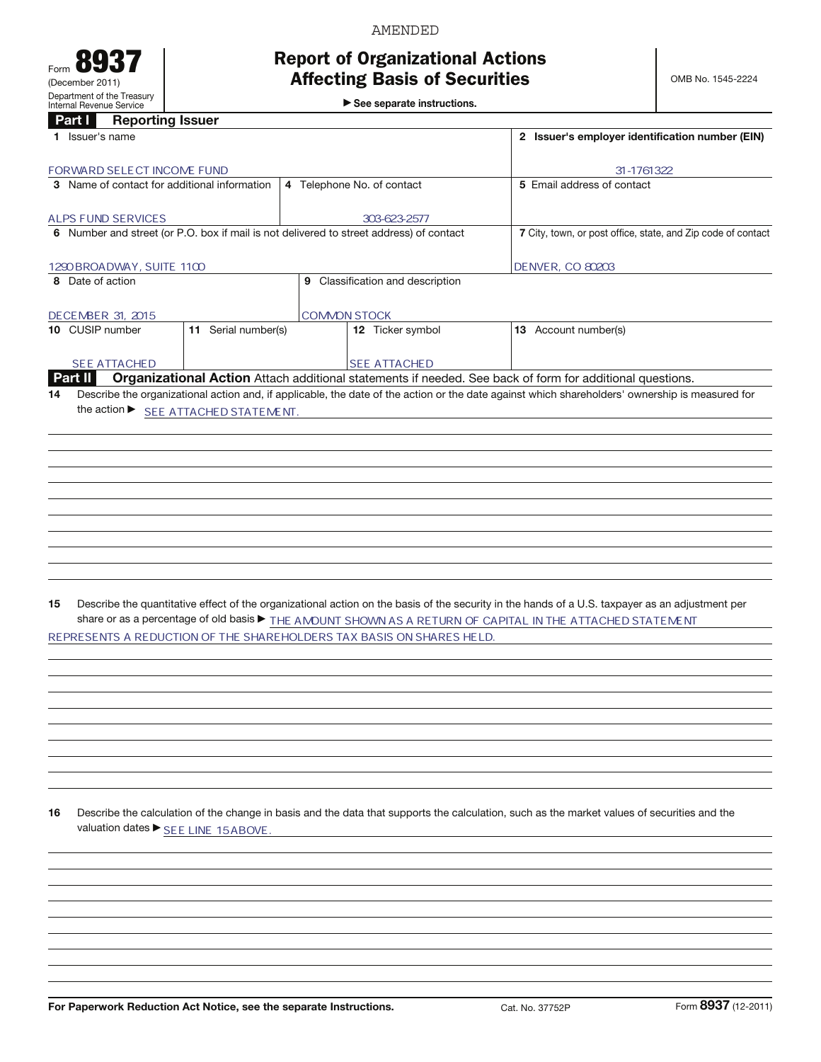AMENDED

Form **8937**
(December 2011)
Department of the Treasury
Internal Revenue Service

# Report of Organizational Actions Affecting Basis of Securities

▶ See separate instructions.

OMB No. 1545-2224

## Part I Reporting Issuer

| | | | |
|---|---|---|---|
| **1** Issuer's name<br>FORWARD SELECT INCOME FUND | | | **2** Issuer's employer identification number (EIN)<br>31-1761322 |
| **3** Name of contact for additional information<br>ALPS FUND SERVICES | **4** Telephone No. of contact<br>303-623-2577 | | **5** Email address of contact |
| **6** Number and street (or P.O. box if mail is not delivered to street address) of contact<br>1290 BROADWAY, SUITE 1100 | | | **7** City, town, or post office, state, and Zip code of contact<br>DENVER, CO 80203 |
| **8** Date of action<br>DECEMBER 31, 2015 | **9** Classification and description<br>COMMON STOCK | | |
| **10** CUSIP number<br>SEE ATTACHED | **11** Serial number(s) | **12** Ticker symbol<br>SEE ATTACHED | **13** Account number(s) |

## Part II Organizational Action

Attach additional statements if needed. See back of form for additional questions.

**14** Describe the organizational action and, if applicable, the date of the action or the date against which shareholders' ownership is measured for the action ▶ SEE ATTACHED STATEMENT.

**15** Describe the quantitative effect of the organizational action on the basis of the security in the hands of a U.S. taxpayer as an adjustment per share or as a percentage of old basis ▶ THE AMOUNT SHOWN AS A RETURN OF CAPITAL IN THE ATTACHED STATEMENT REPRESENTS A REDUCTION OF THE SHAREHOLDERS TAX BASIS ON SHARES HELD.

**16** Describe the calculation of the change in basis and the data that supports the calculation, such as the market values of securities and the valuation dates ▶ SEE LINE 15 ABOVE.

For Paperwork Reduction Act Notice, see the separate Instructions. Cat. No. 37752P Form **8937** (12-2011)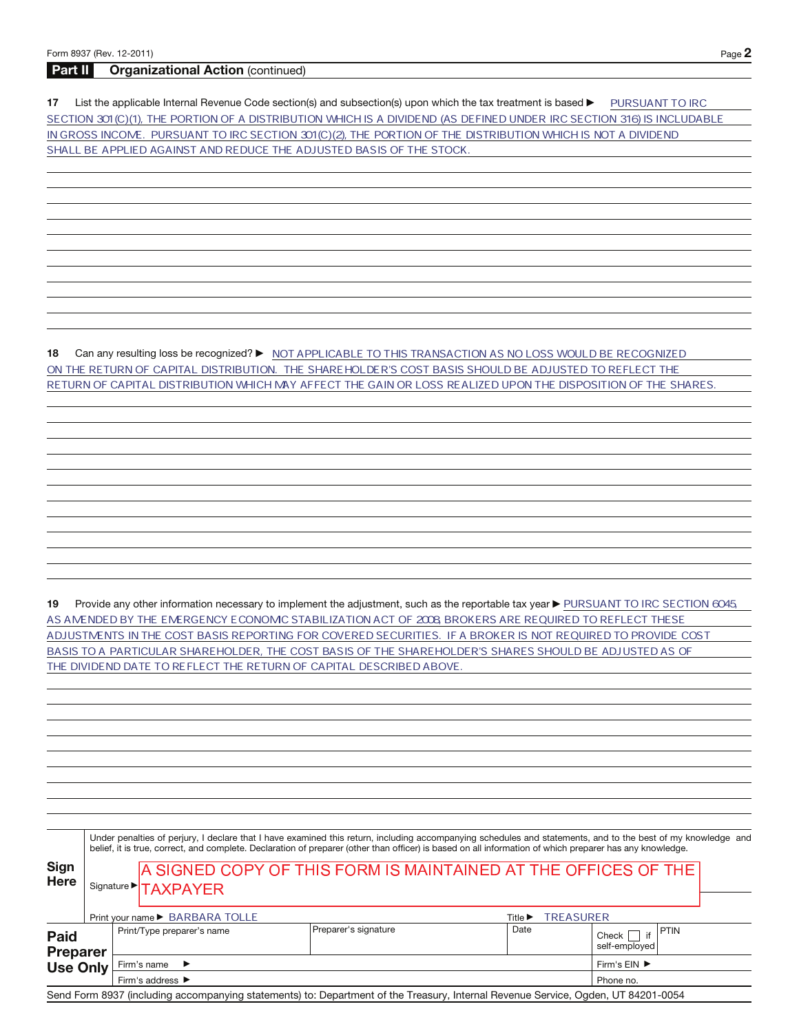## Part II Organizational Action (continued)

**17** List the applicable Internal Revenue Code section(s) and subsection(s) upon which the tax treatment is based ▶ PURSUANT TO IRC SECTION 301(C)(1), THE PORTION OF A DISTRIBUTION WHICH IS A DIVIDEND (AS DEFINED UNDER IRC SECTION 316) IS INCLUDABLE IN GROSS INCOME. PURSUANT TO IRC SECTION 301(C)(2), THE PORTION OF THE DISTRIBUTION WHICH IS NOT A DIVIDEND SHALL BE APPLIED AGAINST AND REDUCE THE ADJUSTED BASIS OF THE STOCK.

**18** Can any resulting loss be recognized? ▶ NOT APPLICABLE TO THIS TRANSACTION AS NO LOSS WOULD BE RECOGNIZED ON THE RETURN OF CAPITAL DISTRIBUTION. THE SHAREHOLDER'S COST BASIS SHOULD BE ADJUSTED TO REFLECT THE RETURN OF CAPITAL DISTRIBUTION WHICH MAY AFFECT THE GAIN OR LOSS REALIZED UPON THE DISPOSITION OF THE SHARES.

**19** Provide any other information necessary to implement the adjustment, such as the reportable tax year ▶ PURSUANT TO IRC SECTION 6045, AS AMENDED BY THE EMERGENCY ECONOMIC STABILIZATION ACT OF 2008, BROKERS ARE REQUIRED TO REFLECT THESE ADJUSTMENTS IN THE COST BASIS REPORTING FOR COVERED SECURITIES. IF A BROKER IS NOT REQUIRED TO PROVIDE COST BASIS TO A PARTICULAR SHAREHOLDER, THE COST BASIS OF THE SHAREHOLDER'S SHARES SHOULD BE ADJUSTED AS OF THE DIVIDEND DATE TO REFLECT THE RETURN OF CAPITAL DESCRIBED ABOVE.

**Sign Here**

Under penalties of perjury, I declare that I have examined this return, including accompanying schedules and statements, and to the best of my knowledge and belief, it is true, correct, and complete. Declaration of preparer (other than officer) is based on all information of which preparer has any knowledge.

Signature ▶ A SIGNED COPY OF THIS FORM IS MAINTAINED AT THE OFFICES OF THE TAXPAYER

Print your name ▶ BARBARA TOLLE Title ▶ TREASURER

**Paid Preparer Use Only**

| Print/Type preparer's name | Preparer's signature | Date | Check ☐ if self-employed | PTIN |
|---|---|---|---|---|
| Firm's name ▶ | | | Firm's EIN ▶ | |
| Firm's address ▶ | | | Phone no. | |

Send Form 8937 (including accompanying statements) to: Department of the Treasury, Internal Revenue Service, Ogden, UT 84201-0054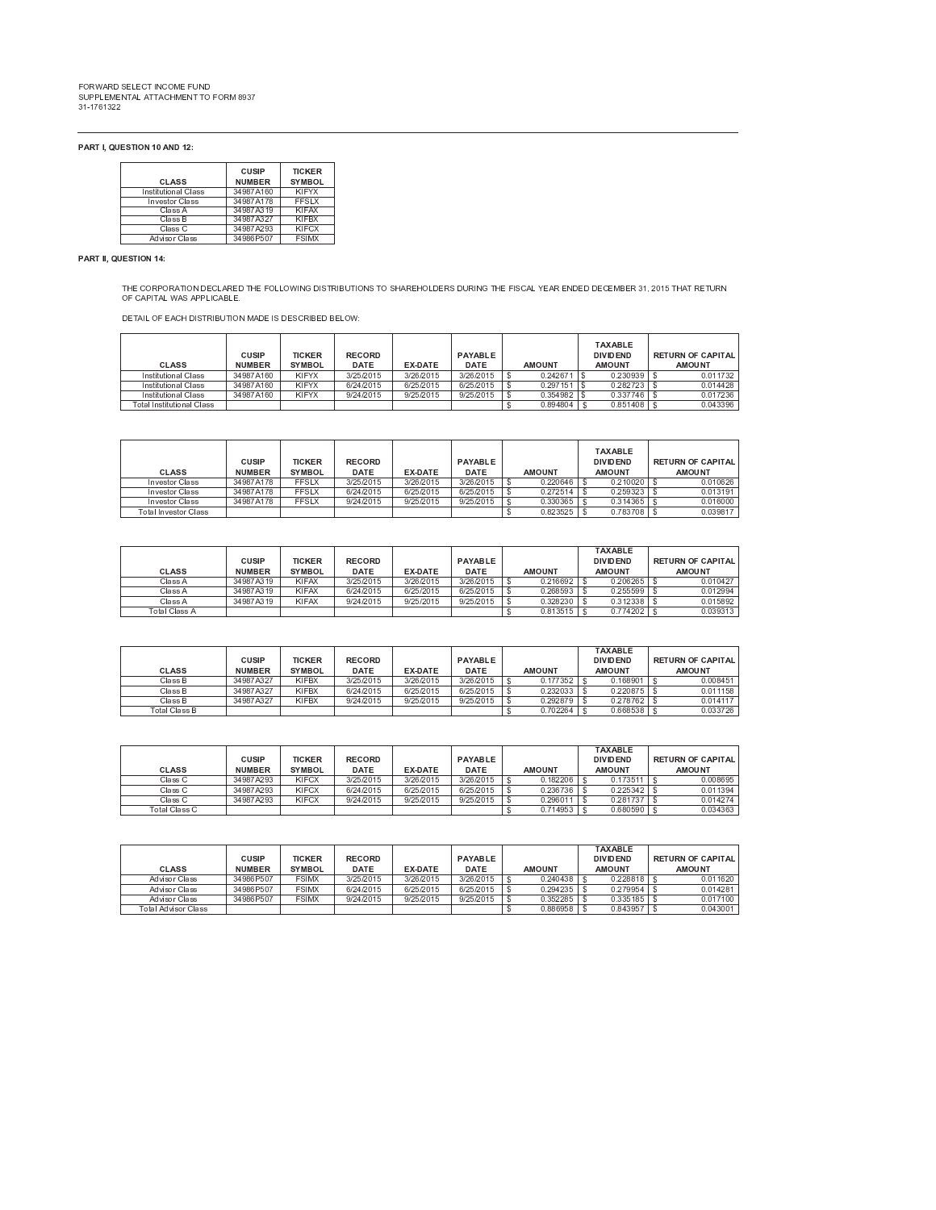FORWARD SELECT INCOME FUND
SUPPLEMENTAL ATTACHMENT TO FORM 8937
31-1761322

**PART I, QUESTION 10 AND 12:**

| CLASS | CUSIP NUMBER | TICKER SYMBOL |
|---|---|---|
| Institutional Class | 34987A160 | KIFYX |
| Investor Class | 34987A178 | FFSLX |
| Class A | 34987A319 | KIFAX |
| Class B | 34987A327 | KIFBX |
| Class C | 34987A293 | KIFCX |
| Advisor Class | 34986P507 | FSIMX |

**PART II, QUESTION 14:**

THE CORPORATION DECLARED THE FOLLOWING DISTRIBUTIONS TO SHAREHOLDERS DURING THE FISCAL YEAR ENDED DECEMBER 31, 2015 THAT RETURN OF CAPITAL WAS APPLICABLE.

DETAIL OF EACH DISTRIBUTION MADE IS DESCRIBED BELOW:

| CLASS | CUSIP NUMBER | TICKER SYMBOL | RECORD DATE | EX-DATE | PAYABLE DATE | AMOUNT | TAXABLE DIVIDEND AMOUNT | RETURN OF CAPITAL AMOUNT |
|---|---|---|---|---|---|---|---|---|
| Institutional Class | 34987A160 | KIFYX | 3/25/2015 | 3/26/2015 | 3/26/2015 | $ 0.242671 | $ 0.230939 | $ 0.011732 |
| Institutional Class | 34987A160 | KIFYX | 6/24/2015 | 6/25/2015 | 6/25/2015 | $ 0.297151 | $ 0.282723 | $ 0.014428 |
| Institutional Class | 34987A160 | KIFYX | 9/24/2015 | 9/25/2015 | 9/25/2015 | $ 0.354982 | $ 0.337746 | $ 0.017236 |
| Total Institutional Class | | | | | | $ 0.894804 | $ 0.851408 | $ 0.043396 |

| CLASS | CUSIP NUMBER | TICKER SYMBOL | RECORD DATE | EX-DATE | PAYABLE DATE | AMOUNT | TAXABLE DIVIDEND AMOUNT | RETURN OF CAPITAL AMOUNT |
|---|---|---|---|---|---|---|---|---|
| Investor Class | 34987A178 | FFSLX | 3/25/2015 | 3/26/2015 | 3/26/2015 | $ 0.220646 | $ 0.210020 | $ 0.010626 |
| Investor Class | 34987A178 | FFSLX | 6/24/2015 | 6/25/2015 | 6/25/2015 | $ 0.272514 | $ 0.259323 | $ 0.013191 |
| Investor Class | 34987A178 | FFSLX | 9/24/2015 | 9/25/2015 | 9/25/2015 | $ 0.330365 | $ 0.314365 | $ 0.016000 |
| Total Investor Class | | | | | | $ 0.823525 | $ 0.783708 | $ 0.039817 |

| CLASS | CUSIP NUMBER | TICKER SYMBOL | RECORD DATE | EX-DATE | PAYABLE DATE | AMOUNT | TAXABLE DIVIDEND AMOUNT | RETURN OF CAPITAL AMOUNT |
|---|---|---|---|---|---|---|---|---|
| Class A | 34987A319 | KIFAX | 3/25/2015 | 3/26/2015 | 3/26/2015 | $ 0.216692 | $ 0.206265 | $ 0.010427 |
| Class A | 34987A319 | KIFAX | 6/24/2015 | 6/25/2015 | 6/25/2015 | $ 0.268593 | $ 0.255599 | $ 0.012994 |
| Class A | 34987A319 | KIFAX | 9/24/2015 | 9/25/2015 | 9/25/2015 | $ 0.328230 | $ 0.312338 | $ 0.015892 |
| Total Class A | | | | | | $ 0.813515 | $ 0.774202 | $ 0.039313 |

| CLASS | CUSIP NUMBER | TICKER SYMBOL | RECORD DATE | EX-DATE | PAYABLE DATE | AMOUNT | TAXABLE DIVIDEND AMOUNT | RETURN OF CAPITAL AMOUNT |
|---|---|---|---|---|---|---|---|---|
| Class B | 34987A327 | KIFBX | 3/25/2015 | 3/26/2015 | 3/26/2015 | $ 0.177352 | $ 0.168901 | $ 0.008451 |
| Class B | 34987A327 | KIFBX | 6/24/2015 | 6/25/2015 | 6/25/2015 | $ 0.232033 | $ 0.220875 | $ 0.011158 |
| Class B | 34987A327 | KIFBX | 9/24/2015 | 9/25/2015 | 9/25/2015 | $ 0.292879 | $ 0.278762 | $ 0.014117 |
| Total Class B | | | | | | $ 0.702264 | $ 0.668538 | $ 0.033726 |

| CLASS | CUSIP NUMBER | TICKER SYMBOL | RECORD DATE | EX-DATE | PAYABLE DATE | AMOUNT | TAXABLE DIVIDEND AMOUNT | RETURN OF CAPITAL AMOUNT |
|---|---|---|---|---|---|---|---|---|
| Class C | 34987A293 | KIFCX | 3/25/2015 | 3/26/2015 | 3/26/2015 | $ 0.182206 | $ 0.173511 | $ 0.008695 |
| Class C | 34987A293 | KIFCX | 6/24/2015 | 6/25/2015 | 6/25/2015 | $ 0.236736 | $ 0.225342 | $ 0.011394 |
| Class C | 34987A293 | KIFCX | 9/24/2015 | 9/25/2015 | 9/25/2015 | $ 0.296011 | $ 0.281737 | $ 0.014274 |
| Total Class C | | | | | | $ 0.714953 | $ 0.680590 | $ 0.034363 |

| CLASS | CUSIP NUMBER | TICKER SYMBOL | RECORD DATE | EX-DATE | PAYABLE DATE | AMOUNT | TAXABLE DIVIDEND AMOUNT | RETURN OF CAPITAL AMOUNT |
|---|---|---|---|---|---|---|---|---|
| Advisor Class | 34986P507 | FSIMX | 3/25/2015 | 3/26/2015 | 3/26/2015 | $ 0.240438 | $ 0.228818 | $ 0.011620 |
| Advisor Class | 34986P507 | FSIMX | 6/24/2015 | 6/25/2015 | 6/25/2015 | $ 0.294235 | $ 0.279954 | $ 0.014281 |
| Advisor Class | 34986P507 | FSIMX | 9/24/2015 | 9/25/2015 | 9/25/2015 | $ 0.352285 | $ 0.335185 | $ 0.017100 |
| Total Advisor Class | | | | | | $ 0.886958 | $ 0.843957 | $ 0.043001 |